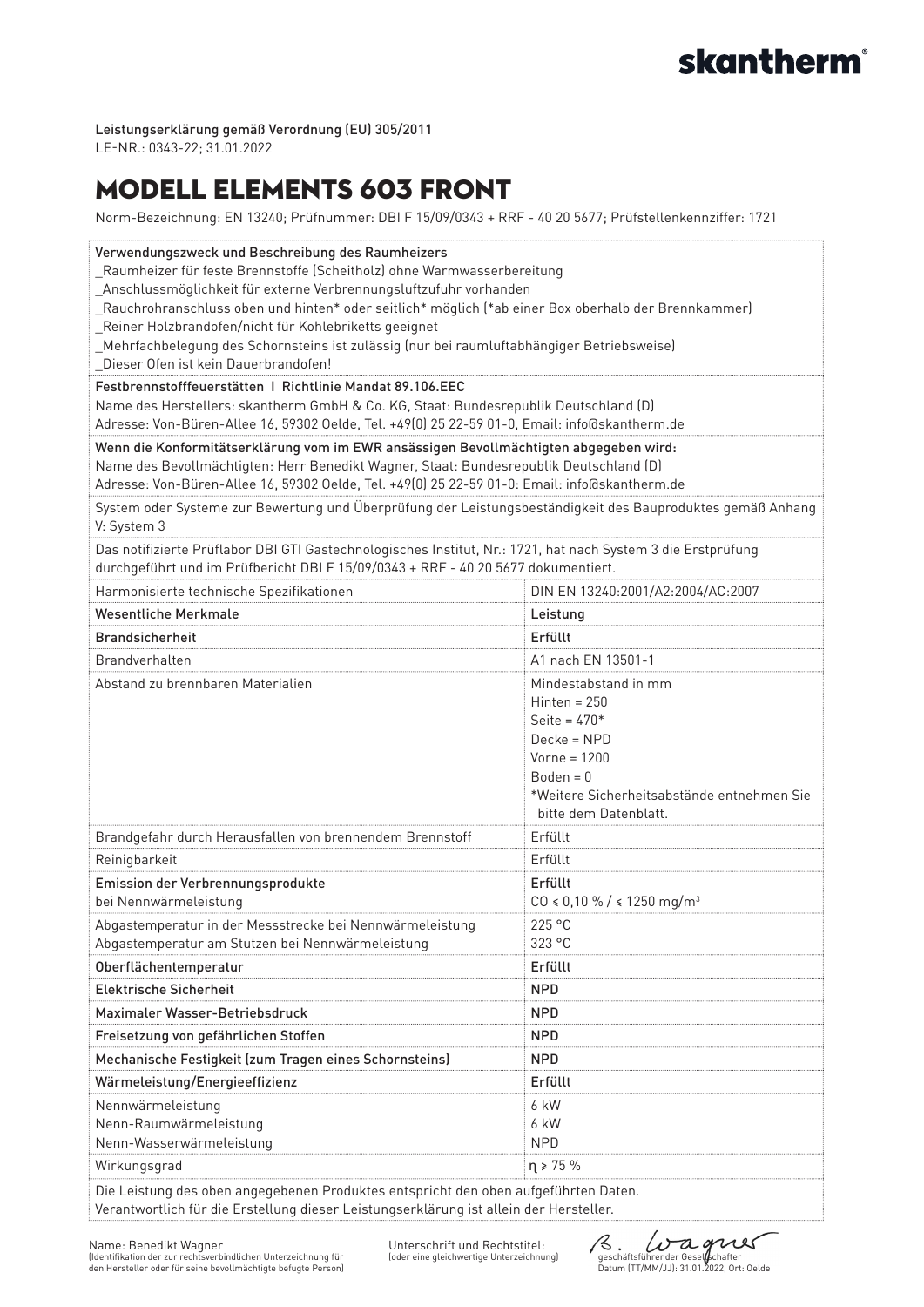skantherm®

Leistungserklärung gemäß Verordnung (EU) 305/2011
LE-NR.: 0343-22; 31.01.2022

# MODELL ELEMENTS 603 FRONT

Norm-Bezeichnung: EN 13240; Prüfnummer: DBI F 15/09/0343 + RRF - 40 20 5677; Prüfstellenkennziffer: 1721

Verwendungszweck und Beschreibung des Raumheizers
_Raumheizer für feste Brennstoffe (Scheitholz) ohne Warmwasserbereitung
_Anschlussmöglichkeit für externe Verbrennungsluftzufuhr vorhanden
_Rauchrohranschluss oben und hinten* oder seitlich* möglich (*ab einer Box oberhalb der Brennkammer)
_Reiner Holzbrandofen/nicht für Kohlebriketts geeignet
_Mehrfachbelegung des Schornsteins ist zulässig (nur bei raumluftabhängiger Betriebsweise)
_Dieser Ofen ist kein Dauerbrandofen!

Festbrennstofffeuerstätten I Richtlinie Mandat 89.106.EEC
Name des Herstellers: skantherm GmbH & Co. KG, Staat: Bundesrepublik Deutschland (D)
Adresse: Von-Büren-Allee 16, 59302 Oelde, Tel. +49(0) 25 22-59 01-0, Email: info@skantherm.de

Wenn die Konformitätserklärung vom im EWR ansässigen Bevollmächtigten abgegeben wird:
Name des Bevollmächtigten: Herr Benedikt Wagner, Staat: Bundesrepublik Deutschland (D)
Adresse: Von-Büren-Allee 16, 59302 Oelde, Tel. +49(0) 25 22-59 01-0: Email: info@skantherm.de

System oder Systeme zur Bewertung und Überprüfung der Leistungsbeständigkeit des Bauproduktes gemäß Anhang V: System 3

Das notifizierte Prüflabor DBI GTI Gastechnologisches Institut, Nr.: 1721, hat nach System 3 die Erstprüfung durchgeführt und im Prüfbericht DBI F 15/09/0343 + RRF - 40 20 5677 dokumentiert.

| Harmonisierte technische Spezifikationen | DIN EN 13240:2001/A2:2004/AC:2007 |
|---|---|
| **Wesentliche Merkmale** | **Leistung** |
| **Brandsicherheit** | **Erfüllt** |
| Brandverhalten | A1 nach EN 13501-1 |
| Abstand zu brennbaren Materialien | Mindestabstand in mm<br>Hinten = 250<br>Seite = 470*<br>Decke = NPD<br>Vorne = 1200<br>Boden = 0<br>*Weitere Sicherheitsabstände entnehmen Sie bitte dem Datenblatt. |
| Brandgefahr durch Herausfallen von brennendem Brennstoff | Erfüllt |
| Reinigbarkeit | Erfüllt |
| **Emission der Verbrennungsprodukte**<br>bei Nennwärmeleistung | **Erfüllt**<br>CO ≤ 0,10 % / ≤ 1250 mg/m³ |
| Abgastemperatur in der Messstrecke bei Nennwärmeleistung<br>Abgastemperatur am Stutzen bei Nennwärmeleistung | 225 °C<br>323 °C |
| **Oberflächentemperatur** | **Erfüllt** |
| **Elektrische Sicherheit** | **NPD** |
| **Maximaler Wasser-Betriebsdruck** | **NPD** |
| **Freisetzung von gefährlichen Stoffen** | **NPD** |
| **Mechanische Festigkeit (zum Tragen eines Schornsteins)** | **NPD** |
| **Wärmeleistung/Energieeffizienz** | **Erfüllt** |
| Nennwärmeleistung<br>Nenn-Raumwärmeleistung<br>Nenn-Wasserwärmeleistung | 6 kW<br>6 kW<br>NPD |
| Wirkungsgrad | $\eta \geq 75$ % |

Die Leistung des oben angegebenen Produktes entspricht den oben aufgeführten Daten.
Verantwortlich für die Erstellung dieser Leistungserklärung ist allein der Hersteller.

Name: Benedikt Wagner
(Identifikation der zur rechtsverbindlichen Unterzeichnung für den Hersteller oder für seine bevollmächtigte befugte Person)

Unterschrift und Rechtstitel:
(oder eine gleichwertige Unterzeichnung)

B. Wagner
geschäftsführender Gesellschafter
Datum (TT/MM/JJ): 31.01.2022, Ort: Oelde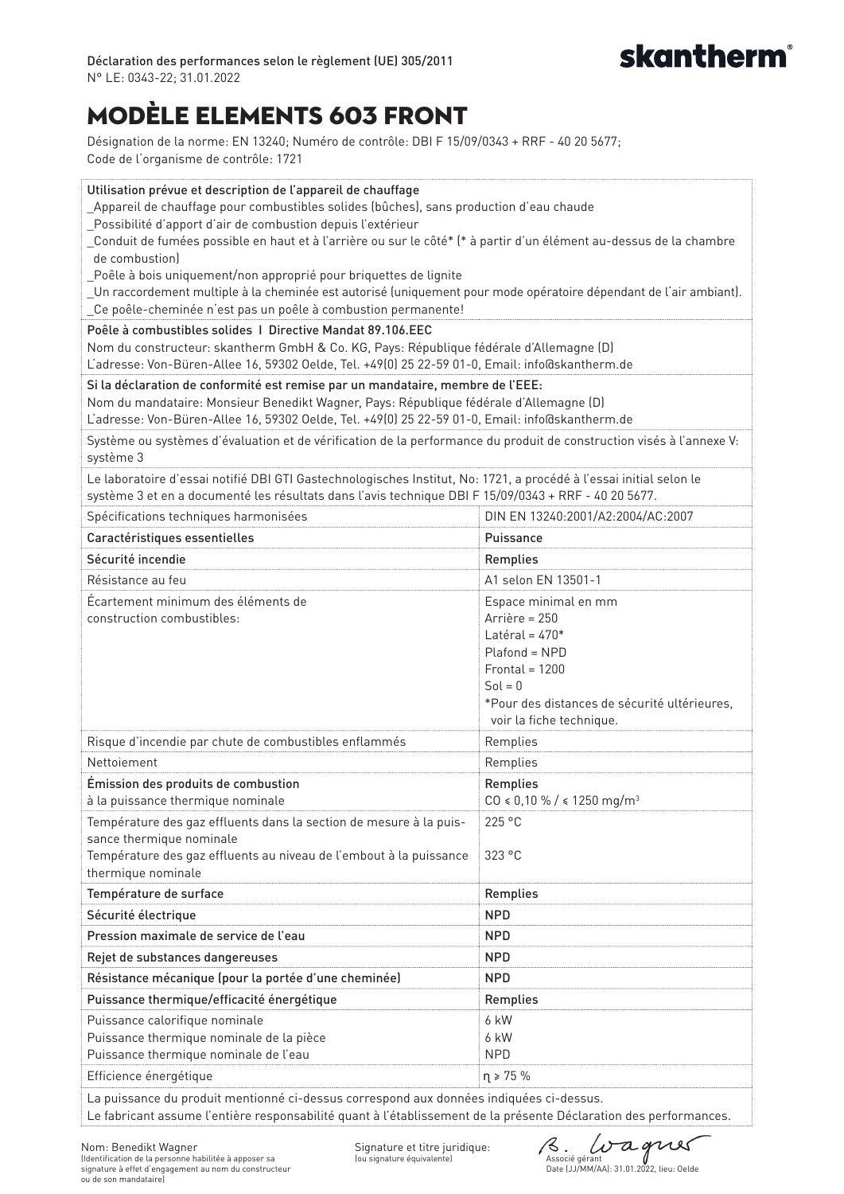Déclaration des performances selon le règlement (UE) 305/2011
N° LE: 0343-22; 31.01.2022

**skantherm®**

# MODÈLE ELEMENTS 603 FRONT

Désignation de la norme: EN 13240; Numéro de contrôle: DBI F 15/09/0343 + RRF - 40 20 5677;
Code de l'organisme de contrôle: 1721

Utilisation prévue et description de l'appareil de chauffage
_Appareil de chauffage pour combustibles solides (bûches), sans production d'eau chaude
_Possibilité d'apport d'air de combustion depuis l'extérieur
_Conduit de fumées possible en haut et à l'arrière ou sur le côté* (* à partir d'un élément au-dessus de la chambre de combustion)
_Poêle à bois uniquement/non approprié pour briquettes de lignite
_Un raccordement multiple à la cheminée est autorisé (uniquement pour mode opératoire dépendant de l'air ambiant).
_Ce poêle-cheminée n'est pas un poêle à combustion permanente!

Poêle à combustibles solides I Directive Mandat 89.106.EEC
Nom du constructeur: skantherm GmbH & Co. KG, Pays: République fédérale d'Allemagne (D)
L'adresse: Von-Büren-Allee 16, 59302 Oelde, Tel. +49(0) 25 22-59 01-0, Email: info@skantherm.de

Si la déclaration de conformité est remise par un mandataire, membre de l'EEE:
Nom du mandataire: Monsieur Benedikt Wagner, Pays: République fédérale d'Allemagne (D)
L'adresse: Von-Büren-Allee 16, 59302 Oelde, Tel. +49(0) 25 22-59 01-0, Email: info@skantherm.de

Système ou systèmes d'évaluation et de vérification de la performance du produit de construction visés à l'annexe V: système 3

Le laboratoire d'essai notifié DBI GTI Gastechnologisches Institut, No: 1721, a procédé à l'essai initial selon le système 3 et en a documenté les résultats dans l'avis technique DBI F 15/09/0343 + RRF - 40 20 5677.

| Spécifications techniques harmonisées | DIN EN 13240:2001/A2:2004/AC:2007 |
|---|---|
| Caractéristiques essentielles | Puissance |
| Sécurité incendie | Remplies |
| Résistance au feu | A1 selon EN 13501-1 |
| Écartement minimum des éléments de construction combustibles: | Espace minimal en mm<br>Arrière = 250<br>Latéral = 470*<br>Plafond = NPD<br>Frontal = 1200<br>Sol = 0<br>*Pour des distances de sécurité ultérieures, voir la fiche technique. |
| Risque d'incendie par chute de combustibles enflammés | Remplies |
| Nettoiement | Remplies |
| Émission des produits de combustion à la puissance thermique nominale | Remplies<br>CO ≤ 0,10 % / ≤ 1250 mg/m³ |
| Température des gaz effluents dans la section de mesure à la puissance thermique nominale<br>Température des gaz effluents au niveau de l'embout à la puissance thermique nominale | 225 °C<br><br>323 °C |
| Température de surface | Remplies |
| Sécurité électrique | NPD |
| Pression maximale de service de l'eau | NPD |
| Rejet de substances dangereuses | NPD |
| Résistance mécanique (pour la portée d'une cheminée) | NPD |
| Puissance thermique/efficacité énergétique | Remplies |
| Puissance calorifique nominale<br>Puissance thermique nominale de la pièce<br>Puissance thermique nominale de l'eau | 6 kW<br>6 kW<br>NPD |
| Efficience énergétique | η ≥ 75 % |

La puissance du produit mentionné ci-dessus correspond aux données indiquées ci-dessus.
Le fabricant assume l'entière responsabilité quant à l'établissement de la présente Déclaration des performances.

Nom: Benedikt Wagner
(Identification de la personne habilitée à apposer sa signature à effet d'engagement au nom du constructeur ou de son mandataire)

Signature et titre juridique:
(ou signature équivalente)

B. Wagner
Associé gérant
Date (JJ/MM/AA): 31.01.2022, lieu: Oelde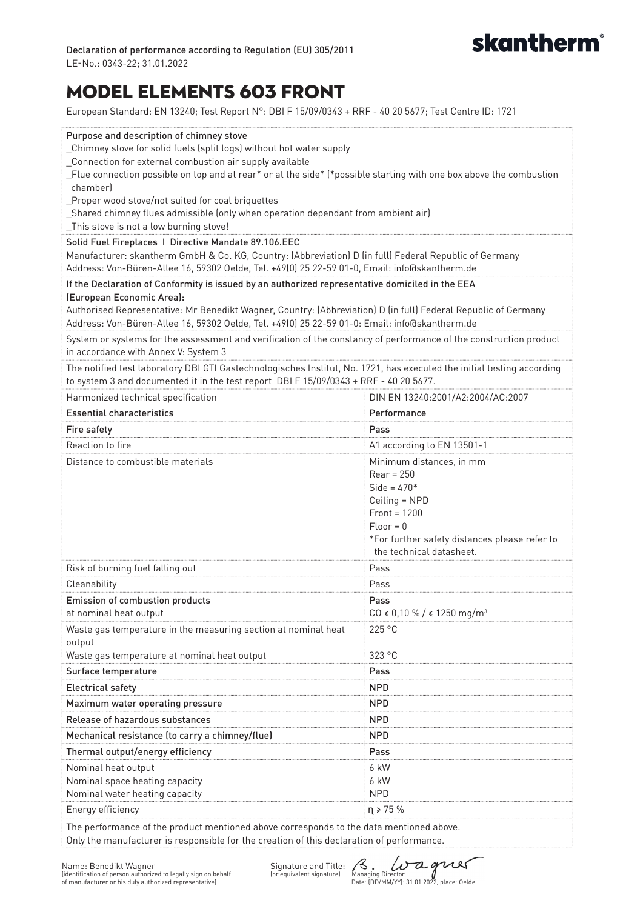Declaration of performance according to Regulation (EU) 305/2011
LE-No.: 0343-22; 31.01.2022

skantherm®

# MODEL ELEMENTS 603 FRONT

European Standard: EN 13240; Test Report N°: DBI F 15/09/0343 + RRF - 40 20 5677; Test Centre ID: 1721

**Purpose and description of chimney stove**

_Chimney stove for solid fuels (split logs) without hot water supply
_Connection for external combustion air supply available
_Flue connection possible on top and at rear* or at the side* (*possible starting with one box above the combustion chamber)
_Proper wood stove/not suited for coal briquettes
_Shared chimney flues admissible (only when operation dependant from ambient air)
_This stove is not a low burning stove!

**Solid Fuel Fireplaces I Directive Mandate 89.106.EEC**

Manufacturer: skantherm GmbH & Co. KG, Country: (Abbreviation) D (in full) Federal Republic of Germany
Address: Von-Büren-Allee 16, 59302 Oelde, Tel. +49(0) 25 22-59 01-0, Email: info@skantherm.de

**If the Declaration of Conformity is issued by an authorized representative domiciled in the EEA (European Economic Area):**

Authorised Representative: Mr Benedikt Wagner, Country: (Abbreviation) D (in full) Federal Republic of Germany
Address: Von-Büren-Allee 16, 59302 Oelde, Tel. +49(0) 25 22-59 01-0: Email: info@skantherm.de

System or systems for the assessment and verification of the constancy of performance of the construction product in accordance with Annex V: System 3

The notified test laboratory DBI GTI Gastechnologisches Institut, No. 1721, has executed the initial testing according to system 3 and documented it in the test report DBI F 15/09/0343 + RRF - 40 20 5677.

| Harmonized technical specification | DIN EN 13240:2001/A2:2004/AC:2007 |
|---|---|
| **Essential characteristics** | **Performance** |
| **Fire safety** | **Pass** |
| Reaction to fire | A1 according to EN 13501-1 |
| Distance to combustible materials | Minimum distances, in mm<br>Rear = 250<br>Side = 470*<br>Ceiling = NPD<br>Front = 1200<br>Floor = 0<br>*For further safety distances please refer to the technical datasheet. |
| Risk of burning fuel falling out | Pass |
| Cleanability | Pass |
| **Emission of combustion products**<br>at nominal heat output | **Pass**<br>CO ≤ 0,10 % / ≤ 1250 mg/m³ |
| Waste gas temperature in the measuring section at nominal heat output<br>Waste gas temperature at nominal heat output | 225 °C<br><br>323 °C |
| **Surface temperature** | **Pass** |
| **Electrical safety** | **NPD** |
| **Maximum water operating pressure** | **NPD** |
| **Release of hazardous substances** | **NPD** |
| **Mechanical resistance (to carry a chimney/flue)** | **NPD** |
| **Thermal output/energy efficiency** | **Pass** |
| Nominal heat output<br>Nominal space heating capacity<br>Nominal water heating capacity | 6 kW<br>6 kW<br>NPD |
| Energy efficiency | $\eta \geq 75$ % |

The performance of the product mentioned above corresponds to the data mentioned above.
Only the manufacturer is responsible for the creation of this declaration of performance.

Name: Benedikt Wagner
(identification of person authorized to legally sign on behalf of manufacturer or his duly authorized representative)

Signature and Title: (or equivalent signature) B. Wagner
Managing Director
Date: (DD/MM/YY): 31.01.2022, place: Oelde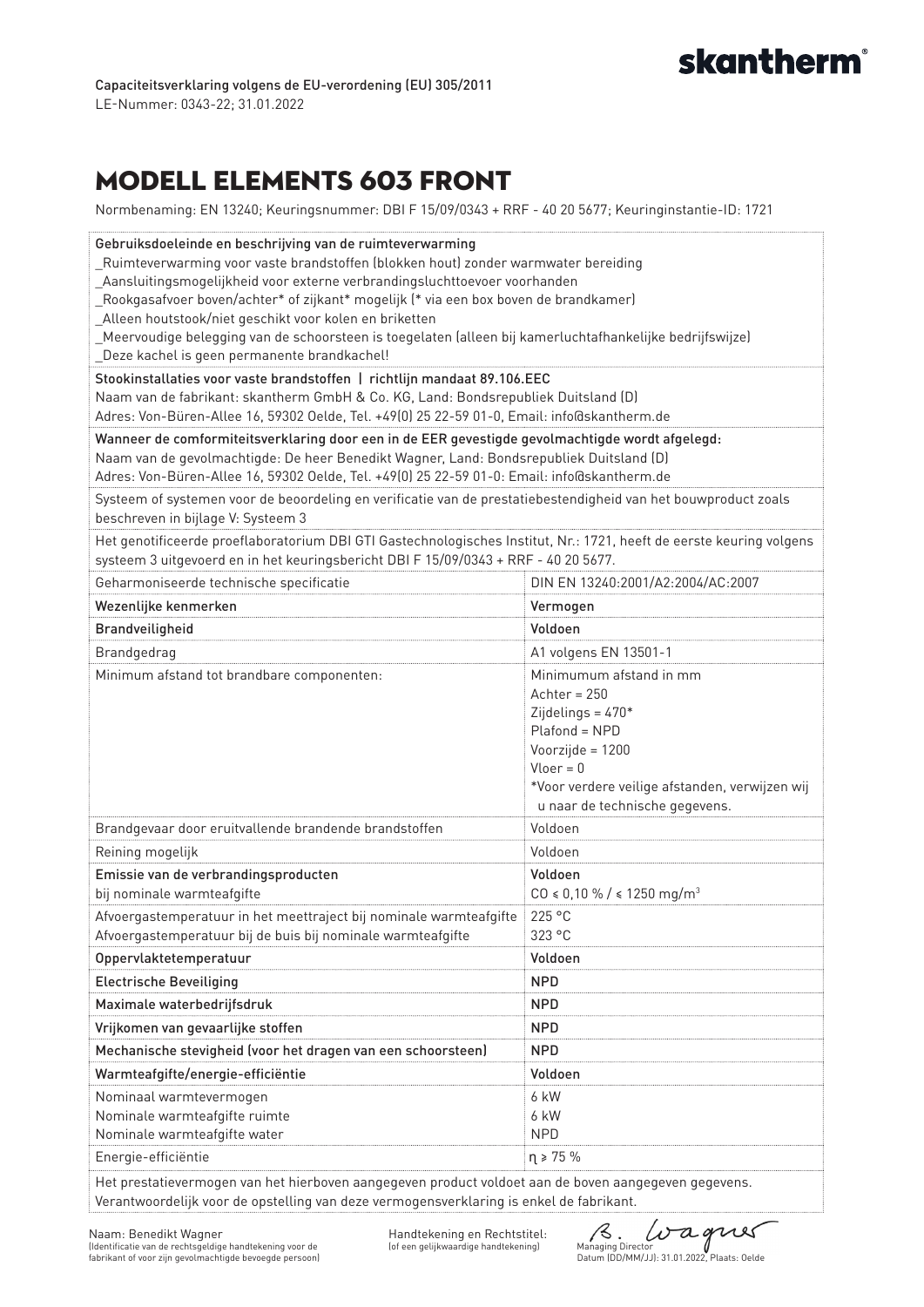Capaciteitsverklaring volgens de EU-verordening (EU) 305/2011
LE-Nummer: 0343-22; 31.01.2022

# MODELL ELEMENTS 603 FRONT

Normbenaming: EN 13240; Keuringsnummer: DBI F 15/09/0343 + RRF - 40 20 5677; Keuringinstantie-ID: 1721

**Gebruiksdoeleinde en beschrijving van de ruimteverwarming**
_Ruimteverwarming voor vaste brandstoffen (blokken hout) zonder warmwater bereiding
_Aansluitingsmogelijkheid voor externe verbrandingsluchttoevoer voorhanden
_Rookgasafvoer boven/achter* of zijkant* mogelijk (* via een box boven de brandkamer)
_Alleen houtstook/niet geschikt voor kolen en briketten
_Meervoudige belegging van de schoorsteen is toegelaten (alleen bij kamerluchtafhankelijke bedrijfswijze)
_Deze kachel is geen permanente brandkachel!

**Stookinstallaties voor vaste brandstoffen | richtlijn mandaat 89.106.EEC**
Naam van de fabrikant: skantherm GmbH & Co. KG, Land: Bondsrepubliek Duitsland (D)
Adres: Von-Büren-Allee 16, 59302 Oelde, Tel. +49(0) 25 22-59 01-0, Email: info@skantherm.de

**Wanneer de comformiteitsverklaring door een in de EER gevestigde gevolmachtigde wordt afgelegd:**
Naam van de gevolmachtigde: De heer Benedikt Wagner, Land: Bondsrepubliek Duitsland (D)
Adres: Von-Büren-Allee 16, 59302 Oelde, Tel. +49(0) 25 22-59 01-0: Email: info@skantherm.de

Systeem of systemen voor de beoordeling en verificatie van de prestatiebestendigheid van het bouwproduct zoals beschreven in bijlage V: Systeem 3

Het genotificeerde proeflaboratorium DBI GTI Gastechnologisches Institut, Nr.: 1721, heeft de eerste keuring volgens systeem 3 uitgevoerd en in het keuringsbericht DBI F 15/09/0343 + RRF - 40 20 5677.

| Geharmoniseerde technische specificatie | DIN EN 13240:2001/A2:2004/AC:2007 |
|---|---|
| **Wezenlijke kenmerken** | **Vermogen** |
| **Brandveiligheid** | **Voldoen** |
| Brandgedrag | A1 volgens EN 13501-1 |
| Minimum afstand tot brandbare componenten: | Minimumum afstand in mm<br>Achter = 250<br>Zijdelings = 470*<br>Plafond = NPD<br>Voorzijde = 1200<br>Vloer = 0<br>*Voor verdere veilige afstanden, verwijzen wij u naar de technische gegevens. |
| Brandgevaar door eruitvallende brandende brandstoffen | Voldoen |
| Reining mogelijk | Voldoen |
| **Emissie van de verbrandingsproducten**<br>bij nominale warmteafgifte | **Voldoen**<br>CO ≤ 0,10 % / ≤ 1250 mg/m³ |
| Afvoergastemperatuur in het meettraject bij nominale warmteafgifte<br>Afvoergastemperatuur bij de buis bij nominale warmteafgifte | 225 °C<br>323 °C |
| **Oppervlaktetemperatuur** | **Voldoen** |
| **Electrische Beveiliging** | **NPD** |
| **Maximale waterbedrijfsdruk** | **NPD** |
| **Vrijkomen van gevaarlijke stoffen** | **NPD** |
| **Mechanische stevigheid (voor het dragen van een schoorsteen)** | **NPD** |
| **Warmteafgifte/energie-efficiëntie** | **Voldoen** |
| Nominaal warmtevermogen<br>Nominale warmteafgifte ruimte<br>Nominale warmteafgifte water | 6 kW<br>6 kW<br>NPD |
| Energie-efficiëntie | η ≥ 75 % |

Het prestatievermogen van het hierboven aangegeven product voldoet aan de boven aangegeven gegevens.
Verantwoordelijk voor de opstelling van deze vermogensverklaring is enkel de fabrikant.

Naam: Benedikt Wagner
(Identificatie van de rechtsgeldige handtekening voor de fabrikant of voor zijn gevolmachtigde bevoegde persoon)

Handtekening en Rechtstitel:
(of een gelijkwaardige handtekening)

B. Wagner
Managing Director
Datum (DD/MM/JJ): 31.01.2022, Plaats: Oelde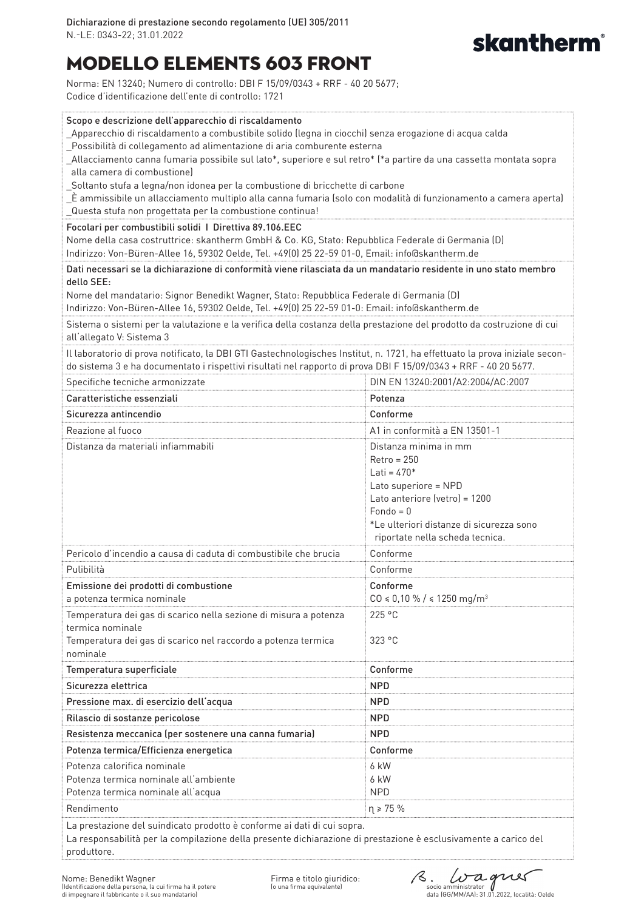Dichiarazione di prestazione secondo regolamento (UE) 305/2011
N.-LE: 0343-22; 31.01.2022

skantherm®

# MODELLO ELEMENTS 603 FRONT

Norma: EN 13240; Numero di controllo: DBI F 15/09/0343 + RRF - 40 20 5677;
Codice d'identificazione dell'ente di controllo: 1721

Scopo e descrizione dell'apparecchio di riscaldamento
_Apparecchio di riscaldamento a combustibile solido (legna in ciocchi) senza erogazione di acqua calda
_Possibilità di collegamento ad alimentazione di aria comburente esterna
_Allacciamento canna fumaria possibile sul lato*, superiore e sul retro* (*a partire da una cassetta montata sopra alla camera di combustione)
_Soltanto stufa a legna/non idonea per la combustione di bricchette di carbone
_È ammissibile un allacciamento multiplo alla canna fumaria (solo con modalità di funzionamento a camera aperta)
_Questa stufa non progettata per la combustione continua!

Focolari per combustibili solidi I Direttiva 89.106.EEC
Nome della casa costruttrice: skantherm GmbH & Co. KG, Stato: Repubblica Federale di Germania (D)
Indirizzo: Von-Büren-Allee 16, 59302 Oelde, Tel. +49(0) 25 22-59 01-0, Email: info@skantherm.de

Dati necessari se la dichiarazione di conformità viene rilasciata da un mandatario residente in uno stato membro dello SEE:
Nome del mandatario: Signor Benedikt Wagner, Stato: Repubblica Federale di Germania (D)
Indirizzo: Von-Büren-Allee 16, 59302 Oelde, Tel. +49(0) 25 22-59 01-0: Email: info@skantherm.de

Sistema o sistemi per la valutazione e la verifica della costanza della prestazione del prodotto da costruzione di cui all'allegato V: Sistema 3

Il laboratorio di prova notificato, la DBI GTI Gastechnologisches Institut, n. 1721, ha effettuato la prova iniziale secondo sistema 3 e ha documentato i rispettivi risultati nel rapporto di prova DBI F 15/09/0343 + RRF - 40 20 5677.

| | |
|---|---|
| Specifiche tecniche armonizzate | DIN EN 13240:2001/A2:2004/AC:2007 |
| Caratteristiche essenziali | Potenza |
| Sicurezza antincendio | Conforme |
| Reazione al fuoco | A1 in conformità a EN 13501-1 |
| Distanza da materiali infiammabili | Distanza minima in mm<br>Retro = 250<br>Lati = 470*<br>Lato superiore = NPD<br>Lato anteriore (vetro) = 1200<br>Fondo = 0<br>*Le ulteriori distanze di sicurezza sono riportate nella scheda tecnica. |
| Pericolo d'incendio a causa di caduta di combustibile che brucia | Conforme |
| Pulibilità | Conforme |
| Emissione dei prodotti di combustione<br>a potenza termica nominale | Conforme<br>CO ≤ 0,10 % / ≤ 1250 mg/m³ |
| Temperatura dei gas di scarico nella sezione di misura a potenza termica nominale<br>Temperatura dei gas di scarico nel raccordo a potenza termica nominale | 225 °C<br><br>323 °C |
| Temperatura superficiale | Conforme |
| Sicurezza elettrica | NPD |
| Pressione max. di esercizio dell'acqua | NPD |
| Rilascio di sostanze pericolose | NPD |
| Resistenza meccanica (per sostenere una canna fumaria) | NPD |
| Potenza termica/Efficienza energetica | Conforme |
| Potenza calorifica nominale<br>Potenza termica nominale all'ambiente<br>Potenza termica nominale all'acqua | 6 kW<br>6 kW<br>NPD |
| Rendimento | η ≥ 75 % |

La prestazione del suindicato prodotto è conforme ai dati di cui sopra.
La responsabilità per la compilazione della presente dichiarazione di prestazione è esclusivamente a carico del produttore.

Nome: Benedikt Wagner
(Identificazione della persona, la cui firma ha il potere di impegnare il fabbricante o il suo mandatario)

Firma e titolo giuridico:
(o una firma equivalente)

B. Wagner
socio amministrator
data (GG/MM/AA): 31.01.2022, località: Oelde